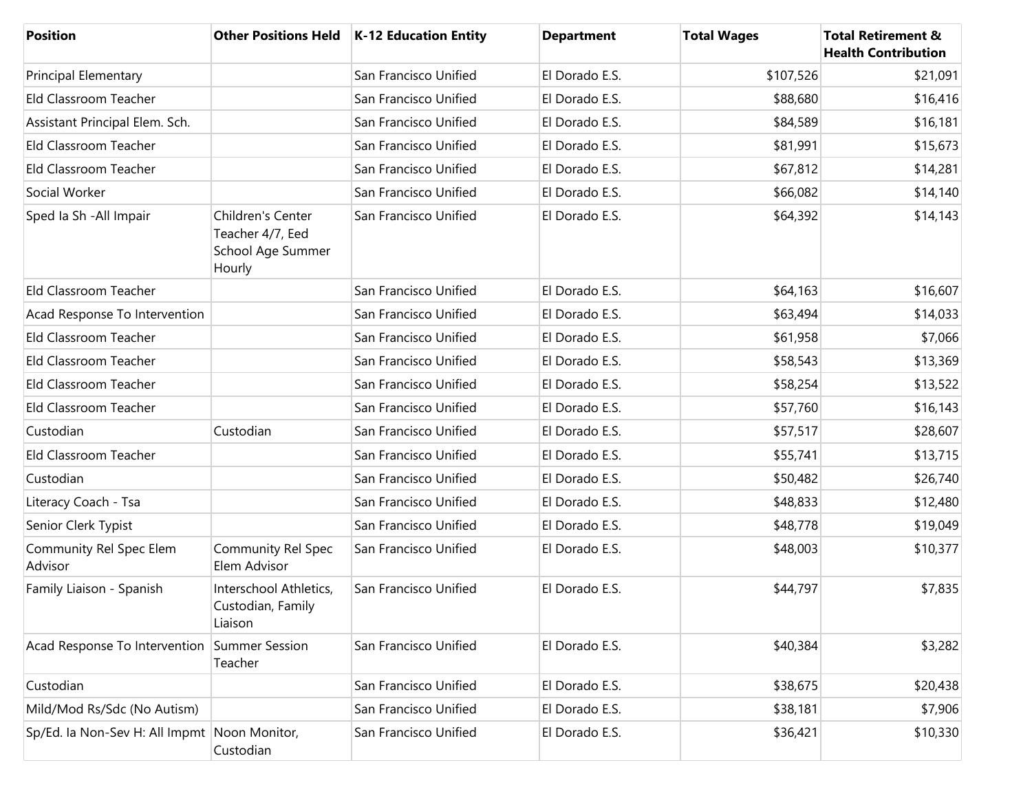| Position | Other Positions Held | K-12 Education Entity | Department | Total Wages | Total Retirement & Health Contribution |
|---|---|---|---|---|---|
| Principal Elementary | | San Francisco Unified | El Dorado E.S. | $107,526 | $21,091 |
| Eld Classroom Teacher | | San Francisco Unified | El Dorado E.S. | $88,680 | $16,416 |
| Assistant Principal Elem. Sch. | | San Francisco Unified | El Dorado E.S. | $84,589 | $16,181 |
| Eld Classroom Teacher | | San Francisco Unified | El Dorado E.S. | $81,991 | $15,673 |
| Eld Classroom Teacher | | San Francisco Unified | El Dorado E.S. | $67,812 | $14,281 |
| Social Worker | | San Francisco Unified | El Dorado E.S. | $66,082 | $14,140 |
| Sped Ia Sh -All Impair | Children's Center Teacher 4/7, Eed School Age Summer Hourly | San Francisco Unified | El Dorado E.S. | $64,392 | $14,143 |
| Eld Classroom Teacher | | San Francisco Unified | El Dorado E.S. | $64,163 | $16,607 |
| Acad Response To Intervention | | San Francisco Unified | El Dorado E.S. | $63,494 | $14,033 |
| Eld Classroom Teacher | | San Francisco Unified | El Dorado E.S. | $61,958 | $7,066 |
| Eld Classroom Teacher | | San Francisco Unified | El Dorado E.S. | $58,543 | $13,369 |
| Eld Classroom Teacher | | San Francisco Unified | El Dorado E.S. | $58,254 | $13,522 |
| Eld Classroom Teacher | | San Francisco Unified | El Dorado E.S. | $57,760 | $16,143 |
| Custodian | Custodian | San Francisco Unified | El Dorado E.S. | $57,517 | $28,607 |
| Eld Classroom Teacher | | San Francisco Unified | El Dorado E.S. | $55,741 | $13,715 |
| Custodian | | San Francisco Unified | El Dorado E.S. | $50,482 | $26,740 |
| Literacy Coach - Tsa | | San Francisco Unified | El Dorado E.S. | $48,833 | $12,480 |
| Senior Clerk Typist | | San Francisco Unified | El Dorado E.S. | $48,778 | $19,049 |
| Community Rel Spec Elem Advisor | Community Rel Spec Elem Advisor | San Francisco Unified | El Dorado E.S. | $48,003 | $10,377 |
| Family Liaison - Spanish | Interschool Athletics, Custodian, Family Liaison | San Francisco Unified | El Dorado E.S. | $44,797 | $7,835 |
| Acad Response To Intervention | Summer Session Teacher | San Francisco Unified | El Dorado E.S. | $40,384 | $3,282 |
| Custodian | | San Francisco Unified | El Dorado E.S. | $38,675 | $20,438 |
| Mild/Mod Rs/Sdc (No Autism) | | San Francisco Unified | El Dorado E.S. | $38,181 | $7,906 |
| Sp/Ed. Ia Non-Sev H: All Impmt | Noon Monitor, Custodian | San Francisco Unified | El Dorado E.S. | $36,421 | $10,330 |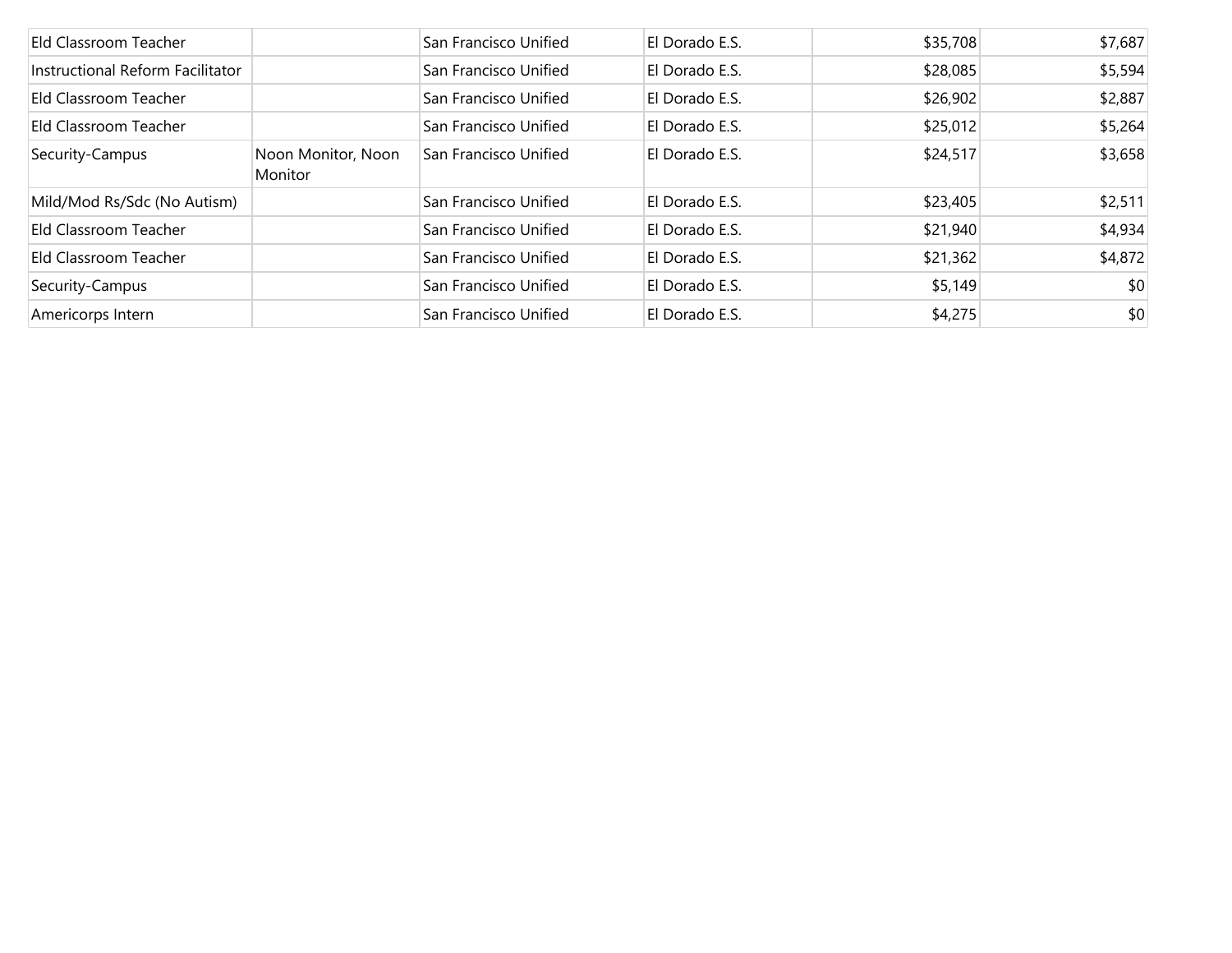| | | | | | |
|---|---|---|---|---|---|
| Eld Classroom Teacher | | San Francisco Unified | El Dorado E.S. | $35,708 | $7,687 |
| Instructional Reform Facilitator | | San Francisco Unified | El Dorado E.S. | $28,085 | $5,594 |
| Eld Classroom Teacher | | San Francisco Unified | El Dorado E.S. | $26,902 | $2,887 |
| Eld Classroom Teacher | | San Francisco Unified | El Dorado E.S. | $25,012 | $5,264 |
| Security-Campus | Noon Monitor, Noon Monitor | San Francisco Unified | El Dorado E.S. | $24,517 | $3,658 |
| Mild/Mod Rs/Sdc (No Autism) | | San Francisco Unified | El Dorado E.S. | $23,405 | $2,511 |
| Eld Classroom Teacher | | San Francisco Unified | El Dorado E.S. | $21,940 | $4,934 |
| Eld Classroom Teacher | | San Francisco Unified | El Dorado E.S. | $21,362 | $4,872 |
| Security-Campus | | San Francisco Unified | El Dorado E.S. | $5,149 | $0 |
| Americorps Intern | | San Francisco Unified | El Dorado E.S. | $4,275 | $0 |